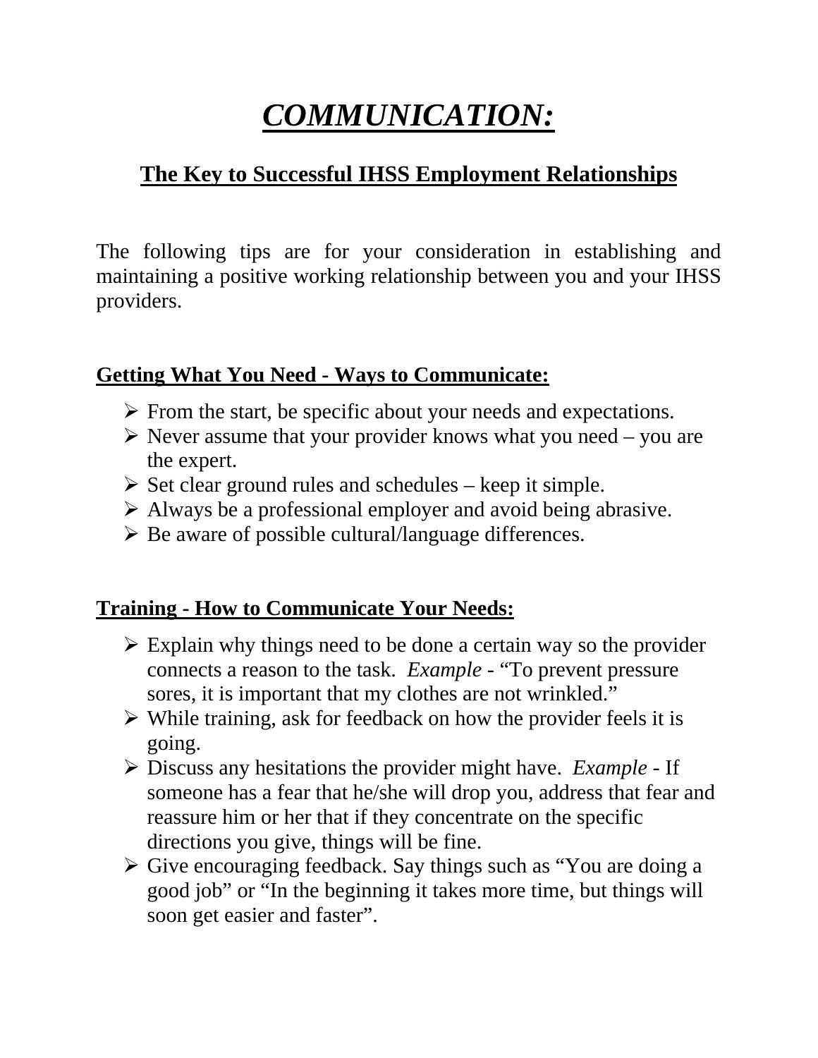# ***COMMUNICATION:***

## The Key to Successful IHSS Employment Relationships

The following tips are for your consideration in establishing and maintaining a positive working relationship between you and your IHSS providers.

### Getting What You Need - Ways to Communicate:

- From the start, be specific about your needs and expectations.
- Never assume that your provider knows what you need – you are the expert.
- Set clear ground rules and schedules – keep it simple.
- Always be a professional employer and avoid being abrasive.
- Be aware of possible cultural/language differences.

### Training - How to Communicate Your Needs:

- Explain why things need to be done a certain way so the provider connects a reason to the task. *Example* - "To prevent pressure sores, it is important that my clothes are not wrinkled."
- While training, ask for feedback on how the provider feels it is going.
- Discuss any hesitations the provider might have. *Example* - If someone has a fear that he/she will drop you, address that fear and reassure him or her that if they concentrate on the specific directions you give, things will be fine.
- Give encouraging feedback. Say things such as "You are doing a good job" or "In the beginning it takes more time, but things will soon get easier and faster".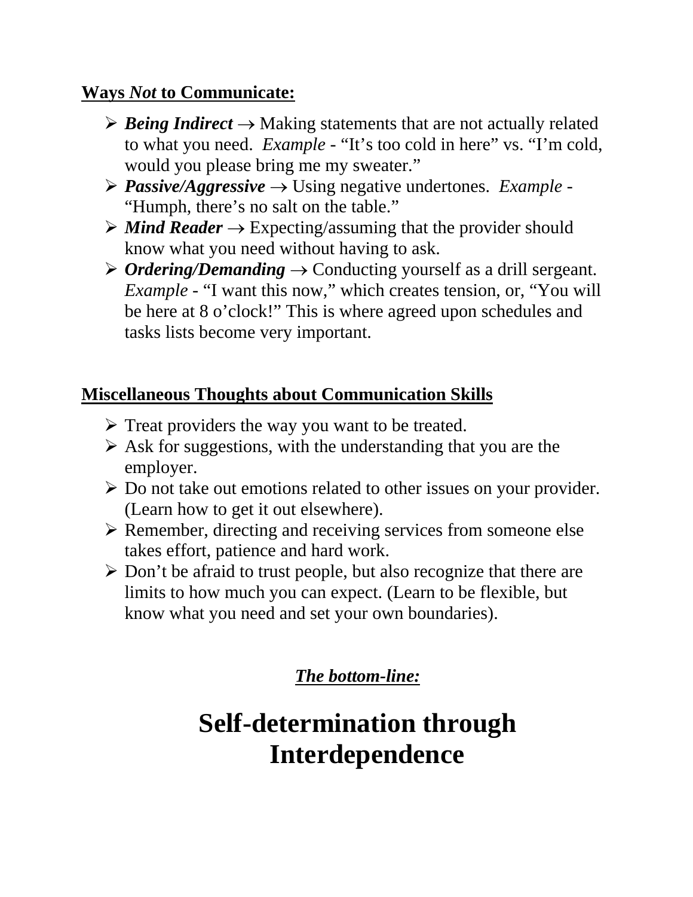**<u>Ways *Not* to Communicate:</u>**

- ***Being Indirect*** → Making statements that are not actually related to what you need. *Example* - "It's too cold in here" vs. "I'm cold, would you please bring me my sweater."
- ***Passive/Aggressive*** → Using negative undertones. *Example* - "Humph, there's no salt on the table."
- ***Mind Reader*** → Expecting/assuming that the provider should know what you need without having to ask.
- ***Ordering/Demanding*** → Conducting yourself as a drill sergeant. *Example* - "I want this now," which creates tension, or, "You will be here at 8 o'clock!" This is where agreed upon schedules and tasks lists become very important.

**<u>Miscellaneous Thoughts about Communication Skills</u>**

- Treat providers the way you want to be treated.
- Ask for suggestions, with the understanding that you are the employer.
- Do not take out emotions related to other issues on your provider. (Learn how to get it out elsewhere).
- Remember, directing and receiving services from someone else takes effort, patience and hard work.
- Don't be afraid to trust people, but also recognize that there are limits to how much you can expect. (Learn to be flexible, but know what you need and set your own boundaries).

***<u>The bottom-line:</u>***

# Self-determination through Interdependence